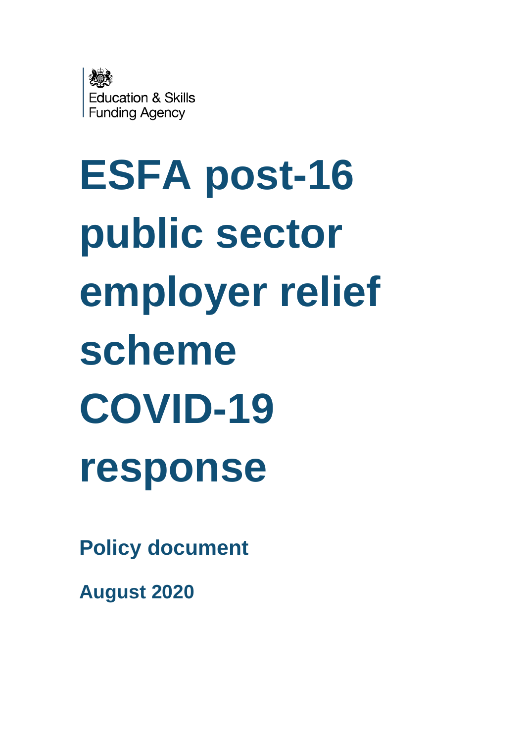Education & Skills Funding Agency

# ESFA post-16 public sector employer relief scheme COVID-19 response

**Policy document**

**August 2020**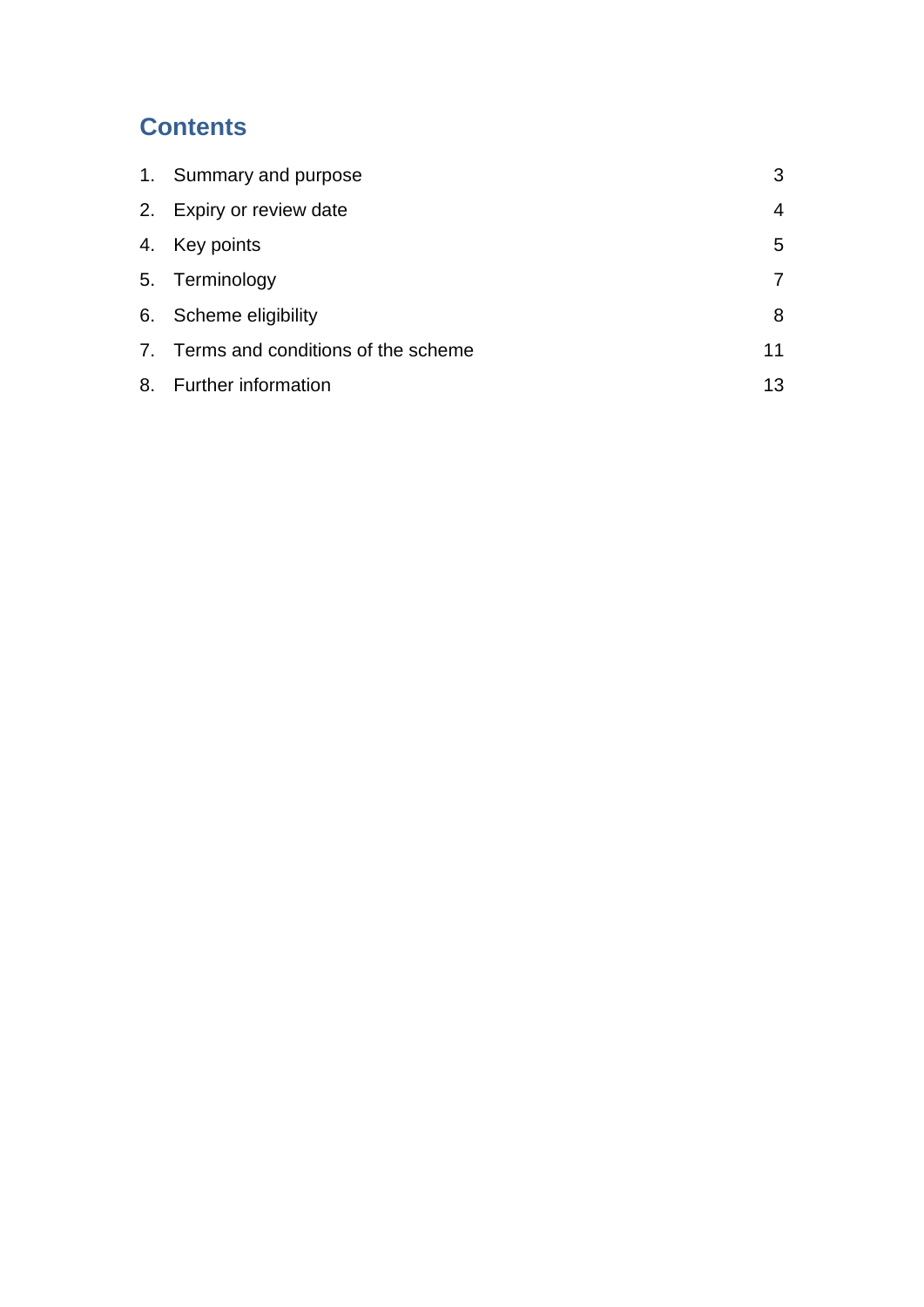## Contents

| | | |
|---|---|---|
| 1. | Summary and purpose | 3 |
| 2. | Expiry or review date | 4 |
| 4. | Key points | 5 |
| 5. | Terminology | 7 |
| 6. | Scheme eligibility | 8 |
| 7. | Terms and conditions of the scheme | 11 |
| 8. | Further information | 13 |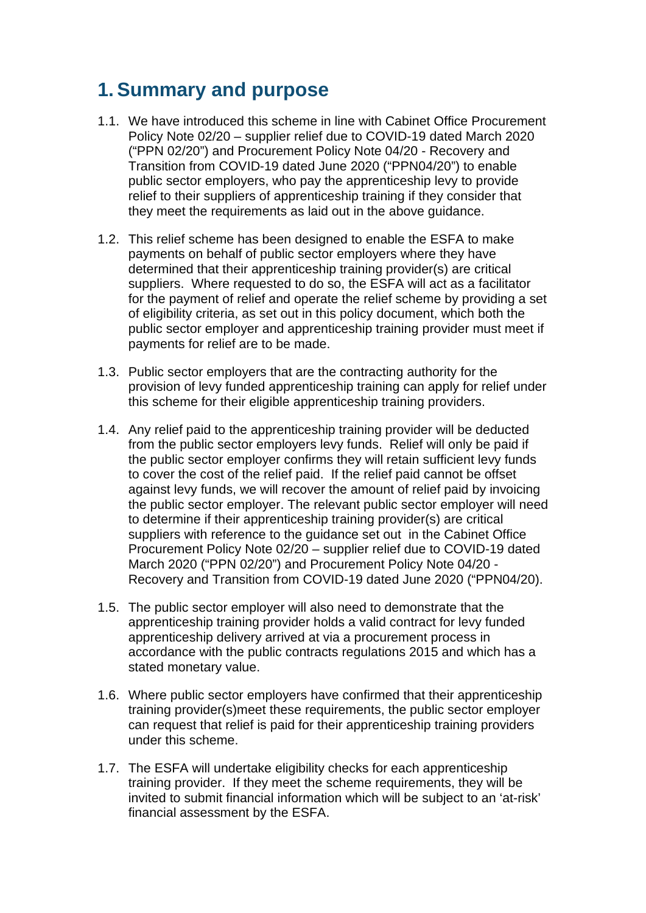# 1. Summary and purpose

1.1. We have introduced this scheme in line with Cabinet Office Procurement Policy Note 02/20 – supplier relief due to COVID-19 dated March 2020 ("PPN 02/20") and Procurement Policy Note 04/20 - Recovery and Transition from COVID-19 dated June 2020 ("PPN04/20") to enable public sector employers, who pay the apprenticeship levy to provide relief to their suppliers of apprenticeship training if they consider that they meet the requirements as laid out in the above guidance.

1.2. This relief scheme has been designed to enable the ESFA to make payments on behalf of public sector employers where they have determined that their apprenticeship training provider(s) are critical suppliers. Where requested to do so, the ESFA will act as a facilitator for the payment of relief and operate the relief scheme by providing a set of eligibility criteria, as set out in this policy document, which both the public sector employer and apprenticeship training provider must meet if payments for relief are to be made.

1.3. Public sector employers that are the contracting authority for the provision of levy funded apprenticeship training can apply for relief under this scheme for their eligible apprenticeship training providers.

1.4. Any relief paid to the apprenticeship training provider will be deducted from the public sector employers levy funds. Relief will only be paid if the public sector employer confirms they will retain sufficient levy funds to cover the cost of the relief paid. If the relief paid cannot be offset against levy funds, we will recover the amount of relief paid by invoicing the public sector employer. The relevant public sector employer will need to determine if their apprenticeship training provider(s) are critical suppliers with reference to the guidance set out in the Cabinet Office Procurement Policy Note 02/20 – supplier relief due to COVID-19 dated March 2020 ("PPN 02/20") and Procurement Policy Note 04/20 - Recovery and Transition from COVID-19 dated June 2020 ("PPN04/20).

1.5. The public sector employer will also need to demonstrate that the apprenticeship training provider holds a valid contract for levy funded apprenticeship delivery arrived at via a procurement process in accordance with the public contracts regulations 2015 and which has a stated monetary value.

1.6. Where public sector employers have confirmed that their apprenticeship training provider(s)meet these requirements, the public sector employer can request that relief is paid for their apprenticeship training providers under this scheme.

1.7. The ESFA will undertake eligibility checks for each apprenticeship training provider. If they meet the scheme requirements, they will be invited to submit financial information which will be subject to an 'at-risk' financial assessment by the ESFA.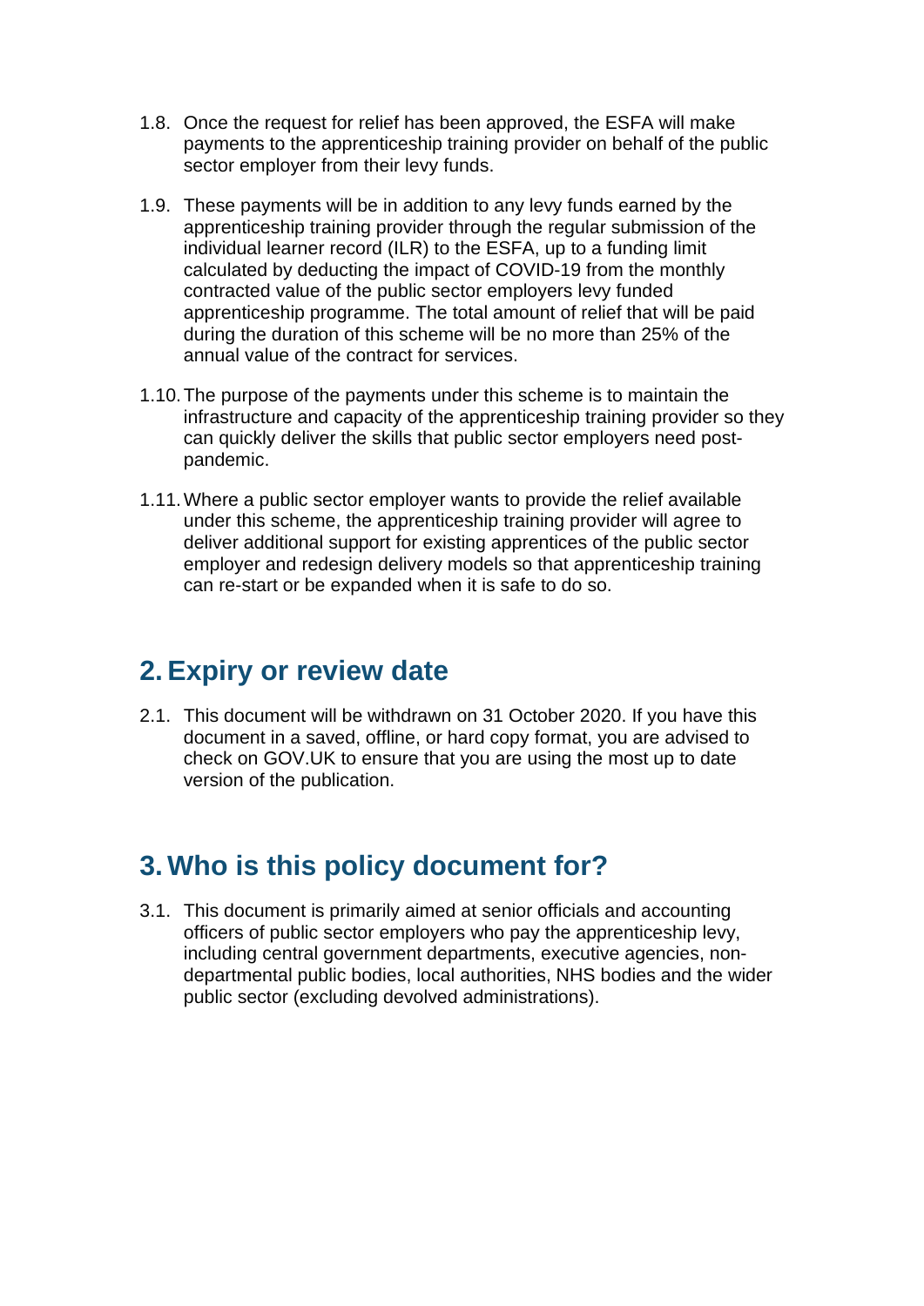1.8. Once the request for relief has been approved, the ESFA will make payments to the apprenticeship training provider on behalf of the public sector employer from their levy funds.

1.9. These payments will be in addition to any levy funds earned by the apprenticeship training provider through the regular submission of the individual learner record (ILR) to the ESFA, up to a funding limit calculated by deducting the impact of COVID-19 from the monthly contracted value of the public sector employers levy funded apprenticeship programme. The total amount of relief that will be paid during the duration of this scheme will be no more than 25% of the annual value of the contract for services.

1.10. The purpose of the payments under this scheme is to maintain the infrastructure and capacity of the apprenticeship training provider so they can quickly deliver the skills that public sector employers need post-pandemic.

1.11. Where a public sector employer wants to provide the relief available under this scheme, the apprenticeship training provider will agree to deliver additional support for existing apprentices of the public sector employer and redesign delivery models so that apprenticeship training can re-start or be expanded when it is safe to do so.

## 2. Expiry or review date

2.1. This document will be withdrawn on 31 October 2020. If you have this document in a saved, offline, or hard copy format, you are advised to check on GOV.UK to ensure that you are using the most up to date version of the publication.

## 3. Who is this policy document for?

3.1. This document is primarily aimed at senior officials and accounting officers of public sector employers who pay the apprenticeship levy, including central government departments, executive agencies, non-departmental public bodies, local authorities, NHS bodies and the wider public sector (excluding devolved administrations).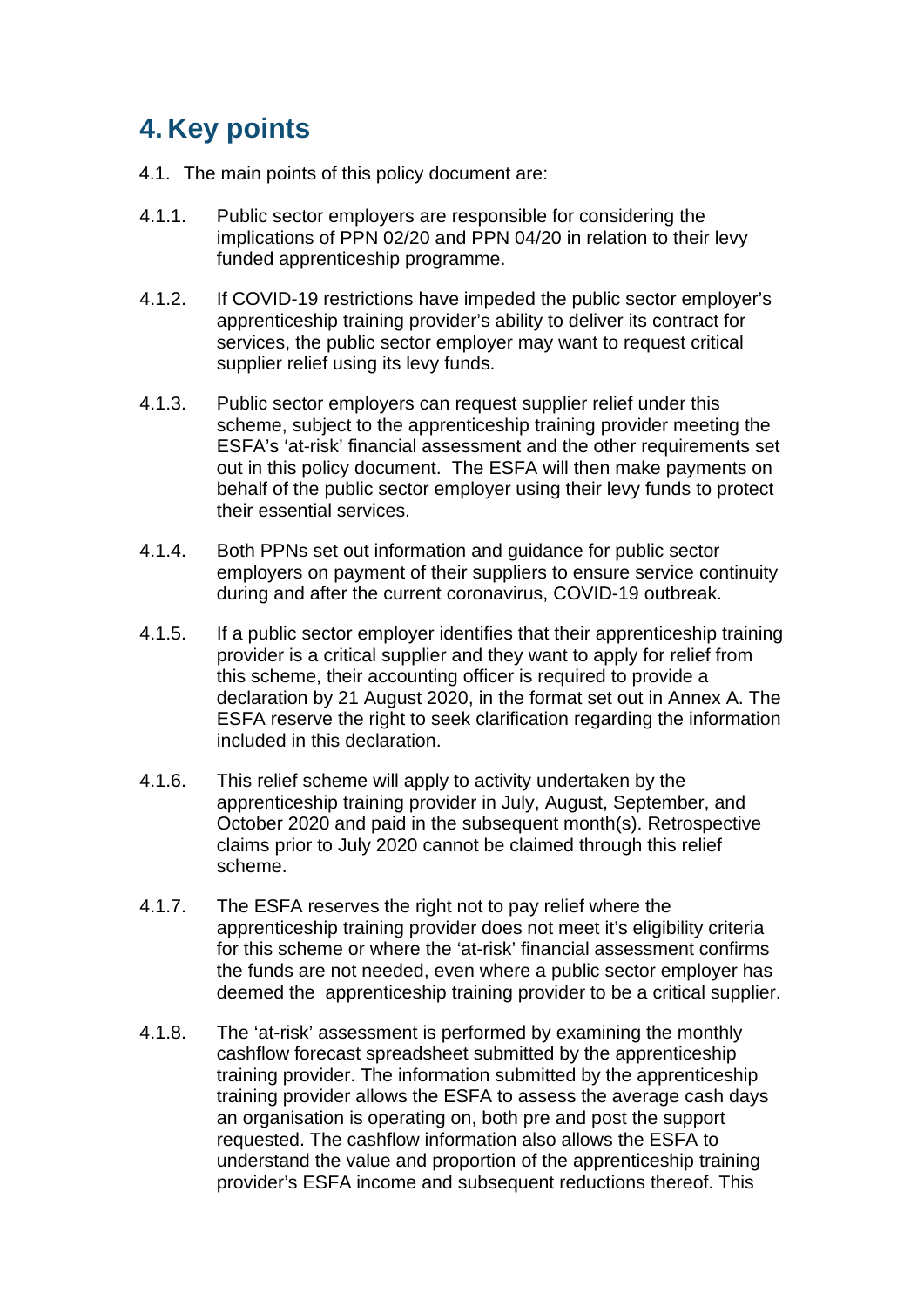# 4. Key points

4.1. The main points of this policy document are:

4.1.1. Public sector employers are responsible for considering the implications of PPN 02/20 and PPN 04/20 in relation to their levy funded apprenticeship programme.

4.1.2. If COVID-19 restrictions have impeded the public sector employer's apprenticeship training provider's ability to deliver its contract for services, the public sector employer may want to request critical supplier relief using its levy funds.

4.1.3. Public sector employers can request supplier relief under this scheme, subject to the apprenticeship training provider meeting the ESFA's 'at-risk' financial assessment and the other requirements set out in this policy document. The ESFA will then make payments on behalf of the public sector employer using their levy funds to protect their essential services.

4.1.4. Both PPNs set out information and guidance for public sector employers on payment of their suppliers to ensure service continuity during and after the current coronavirus, COVID-19 outbreak.

4.1.5. If a public sector employer identifies that their apprenticeship training provider is a critical supplier and they want to apply for relief from this scheme, their accounting officer is required to provide a declaration by 21 August 2020, in the format set out in Annex A. The ESFA reserve the right to seek clarification regarding the information included in this declaration.

4.1.6. This relief scheme will apply to activity undertaken by the apprenticeship training provider in July, August, September, and October 2020 and paid in the subsequent month(s). Retrospective claims prior to July 2020 cannot be claimed through this relief scheme.

4.1.7. The ESFA reserves the right not to pay relief where the apprenticeship training provider does not meet it's eligibility criteria for this scheme or where the 'at-risk' financial assessment confirms the funds are not needed, even where a public sector employer has deemed the apprenticeship training provider to be a critical supplier.

4.1.8. The 'at-risk' assessment is performed by examining the monthly cashflow forecast spreadsheet submitted by the apprenticeship training provider. The information submitted by the apprenticeship training provider allows the ESFA to assess the average cash days an organisation is operating on, both pre and post the support requested. The cashflow information also allows the ESFA to understand the value and proportion of the apprenticeship training provider's ESFA income and subsequent reductions thereof. This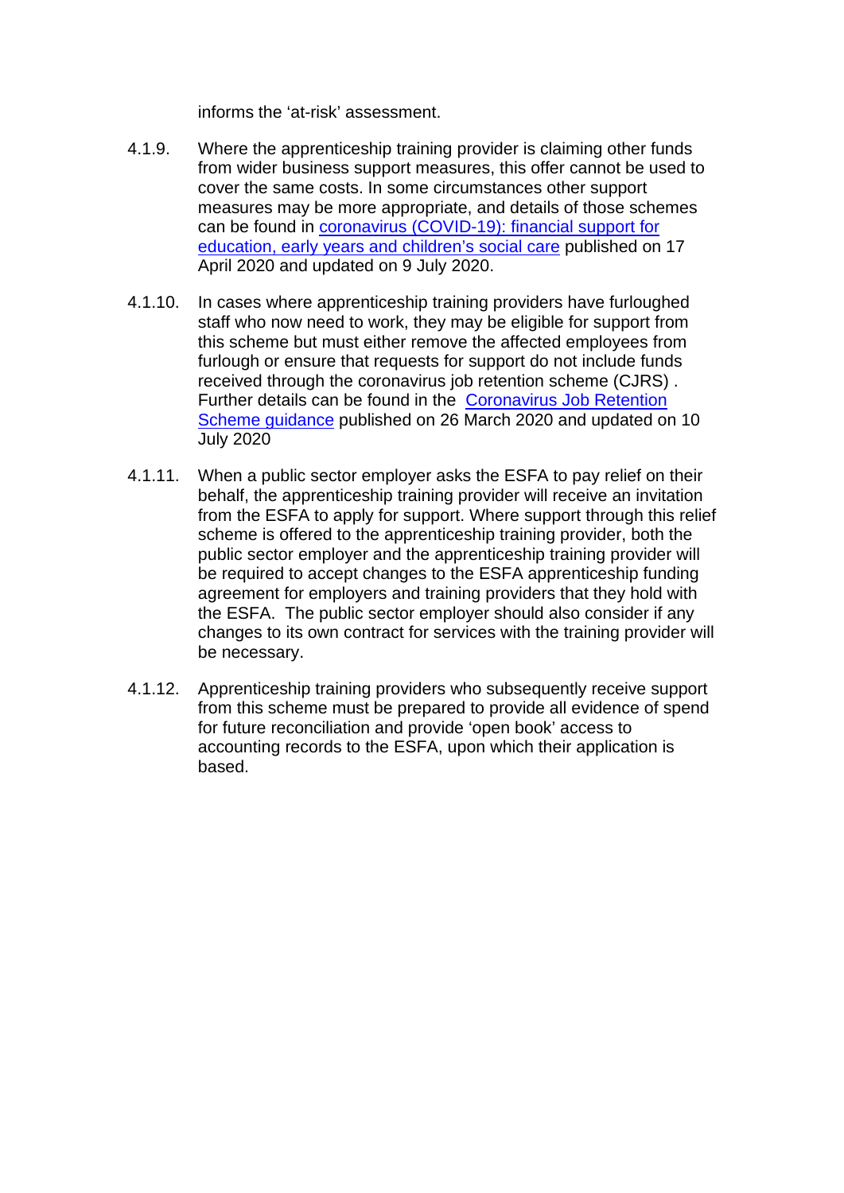informs the 'at-risk' assessment.

4.1.9. Where the apprenticeship training provider is claiming other funds from wider business support measures, this offer cannot be used to cover the same costs. In some circumstances other support measures may be more appropriate, and details of those schemes can be found in [coronavirus (COVID-19): financial support for education, early years and children's social care]() published on 17 April 2020 and updated on 9 July 2020.

4.1.10. In cases where apprenticeship training providers have furloughed staff who now need to work, they may be eligible for support from this scheme but must either remove the affected employees from furlough or ensure that requests for support do not include funds received through the coronavirus job retention scheme (CJRS) . Further details can be found in the [Coronavirus Job Retention Scheme guidance]() published on 26 March 2020 and updated on 10 July 2020

4.1.11. When a public sector employer asks the ESFA to pay relief on their behalf, the apprenticeship training provider will receive an invitation from the ESFA to apply for support. Where support through this relief scheme is offered to the apprenticeship training provider, both the public sector employer and the apprenticeship training provider will be required to accept changes to the ESFA apprenticeship funding agreement for employers and training providers that they hold with the ESFA. The public sector employer should also consider if any changes to its own contract for services with the training provider will be necessary.

4.1.12. Apprenticeship training providers who subsequently receive support from this scheme must be prepared to provide all evidence of spend for future reconciliation and provide 'open book' access to accounting records to the ESFA, upon which their application is based.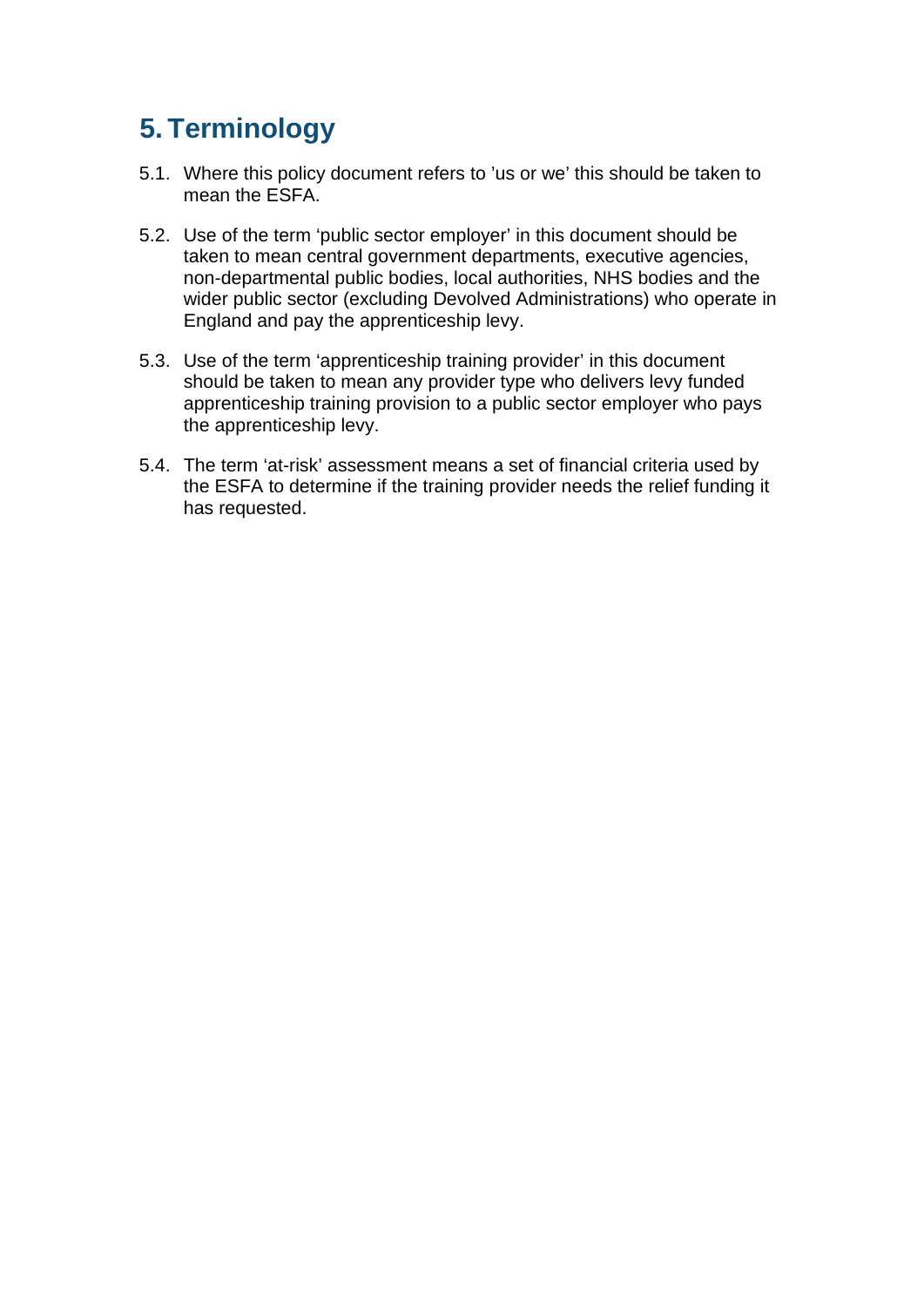## 5. Terminology

5.1. Where this policy document refers to 'us or we' this should be taken to mean the ESFA.

5.2. Use of the term 'public sector employer' in this document should be taken to mean central government departments, executive agencies, non-departmental public bodies, local authorities, NHS bodies and the wider public sector (excluding Devolved Administrations) who operate in England and pay the apprenticeship levy.

5.3. Use of the term 'apprenticeship training provider' in this document should be taken to mean any provider type who delivers levy funded apprenticeship training provision to a public sector employer who pays the apprenticeship levy.

5.4. The term 'at-risk' assessment means a set of financial criteria used by the ESFA to determine if the training provider needs the relief funding it has requested.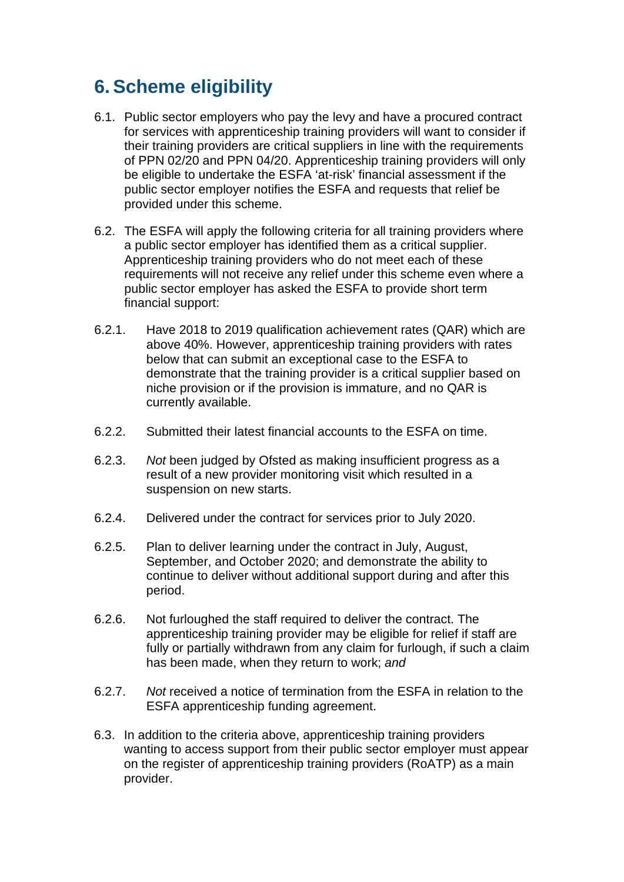## 6. Scheme eligibility

6.1. Public sector employers who pay the levy and have a procured contract for services with apprenticeship training providers will want to consider if their training providers are critical suppliers in line with the requirements of PPN 02/20 and PPN 04/20. Apprenticeship training providers will only be eligible to undertake the ESFA 'at-risk' financial assessment if the public sector employer notifies the ESFA and requests that relief be provided under this scheme.

6.2. The ESFA will apply the following criteria for all training providers where a public sector employer has identified them as a critical supplier. Apprenticeship training providers who do not meet each of these requirements will not receive any relief under this scheme even where a public sector employer has asked the ESFA to provide short term financial support:

6.2.1. Have 2018 to 2019 qualification achievement rates (QAR) which are above 40%. However, apprenticeship training providers with rates below that can submit an exceptional case to the ESFA to demonstrate that the training provider is a critical supplier based on niche provision or if the provision is immature, and no QAR is currently available.

6.2.2. Submitted their latest financial accounts to the ESFA on time.

6.2.3. *Not* been judged by Ofsted as making insufficient progress as a result of a new provider monitoring visit which resulted in a suspension on new starts.

6.2.4. Delivered under the contract for services prior to July 2020.

6.2.5. Plan to deliver learning under the contract in July, August, September, and October 2020; and demonstrate the ability to continue to deliver without additional support during and after this period.

6.2.6. Not furloughed the staff required to deliver the contract. The apprenticeship training provider may be eligible for relief if staff are fully or partially withdrawn from any claim for furlough, if such a claim has been made, when they return to work; *and*

6.2.7. *Not* received a notice of termination from the ESFA in relation to the ESFA apprenticeship funding agreement.

6.3. In addition to the criteria above, apprenticeship training providers wanting to access support from their public sector employer must appear on the register of apprenticeship training providers (RoATP) as a main provider.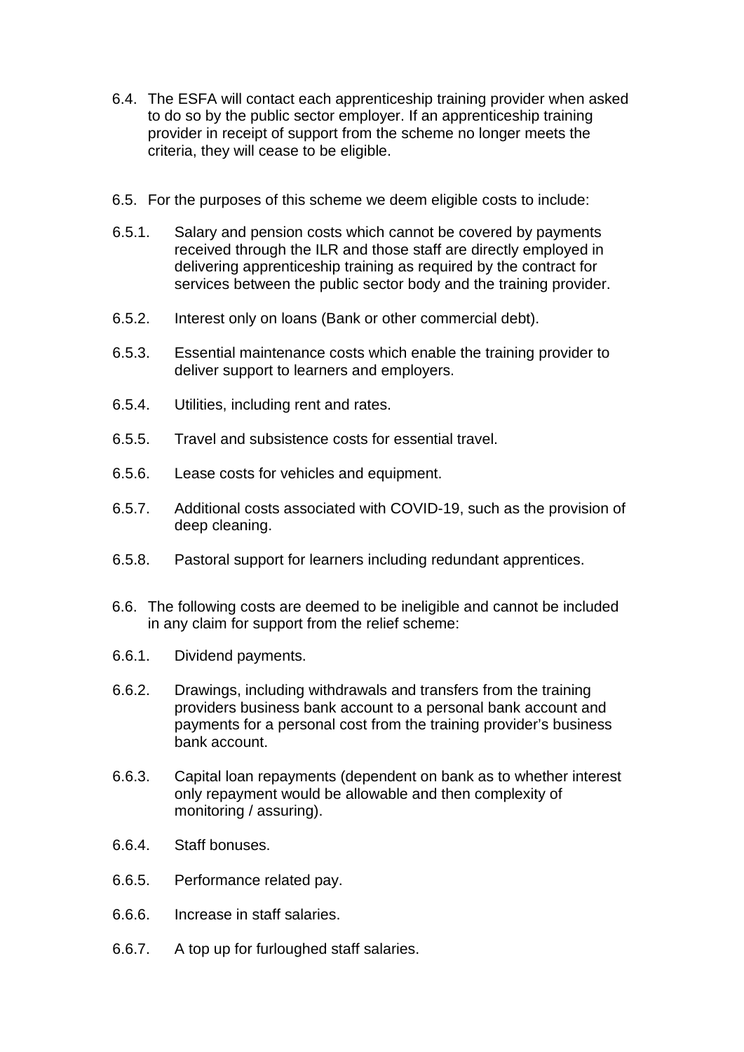6.4. The ESFA will contact each apprenticeship training provider when asked to do so by the public sector employer. If an apprenticeship training provider in receipt of support from the scheme no longer meets the criteria, they will cease to be eligible.

6.5. For the purposes of this scheme we deem eligible costs to include:

6.5.1. Salary and pension costs which cannot be covered by payments received through the ILR and those staff are directly employed in delivering apprenticeship training as required by the contract for services between the public sector body and the training provider.

6.5.2. Interest only on loans (Bank or other commercial debt).

6.5.3. Essential maintenance costs which enable the training provider to deliver support to learners and employers.

6.5.4. Utilities, including rent and rates.

6.5.5. Travel and subsistence costs for essential travel.

6.5.6. Lease costs for vehicles and equipment.

6.5.7. Additional costs associated with COVID-19, such as the provision of deep cleaning.

6.5.8. Pastoral support for learners including redundant apprentices.

6.6. The following costs are deemed to be ineligible and cannot be included in any claim for support from the relief scheme:

6.6.1. Dividend payments.

6.6.2. Drawings, including withdrawals and transfers from the training providers business bank account to a personal bank account and payments for a personal cost from the training provider's business bank account.

6.6.3. Capital loan repayments (dependent on bank as to whether interest only repayment would be allowable and then complexity of monitoring / assuring).

6.6.4. Staff bonuses.

6.6.5. Performance related pay.

6.6.6. Increase in staff salaries.

6.6.7. A top up for furloughed staff salaries.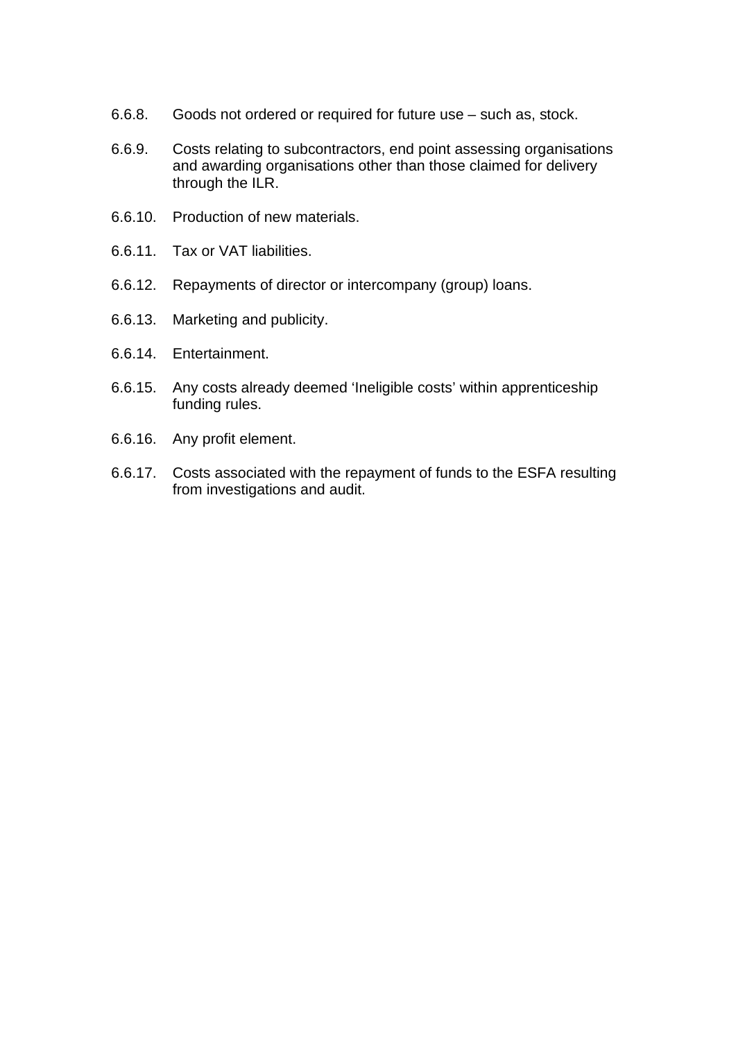6.6.8. Goods not ordered or required for future use – such as, stock.

6.6.9. Costs relating to subcontractors, end point assessing organisations and awarding organisations other than those claimed for delivery through the ILR.

6.6.10. Production of new materials.

6.6.11. Tax or VAT liabilities.

6.6.12. Repayments of director or intercompany (group) loans.

6.6.13. Marketing and publicity.

6.6.14. Entertainment.

6.6.15. Any costs already deemed 'Ineligible costs' within apprenticeship funding rules.

6.6.16. Any profit element.

6.6.17. Costs associated with the repayment of funds to the ESFA resulting from investigations and audit.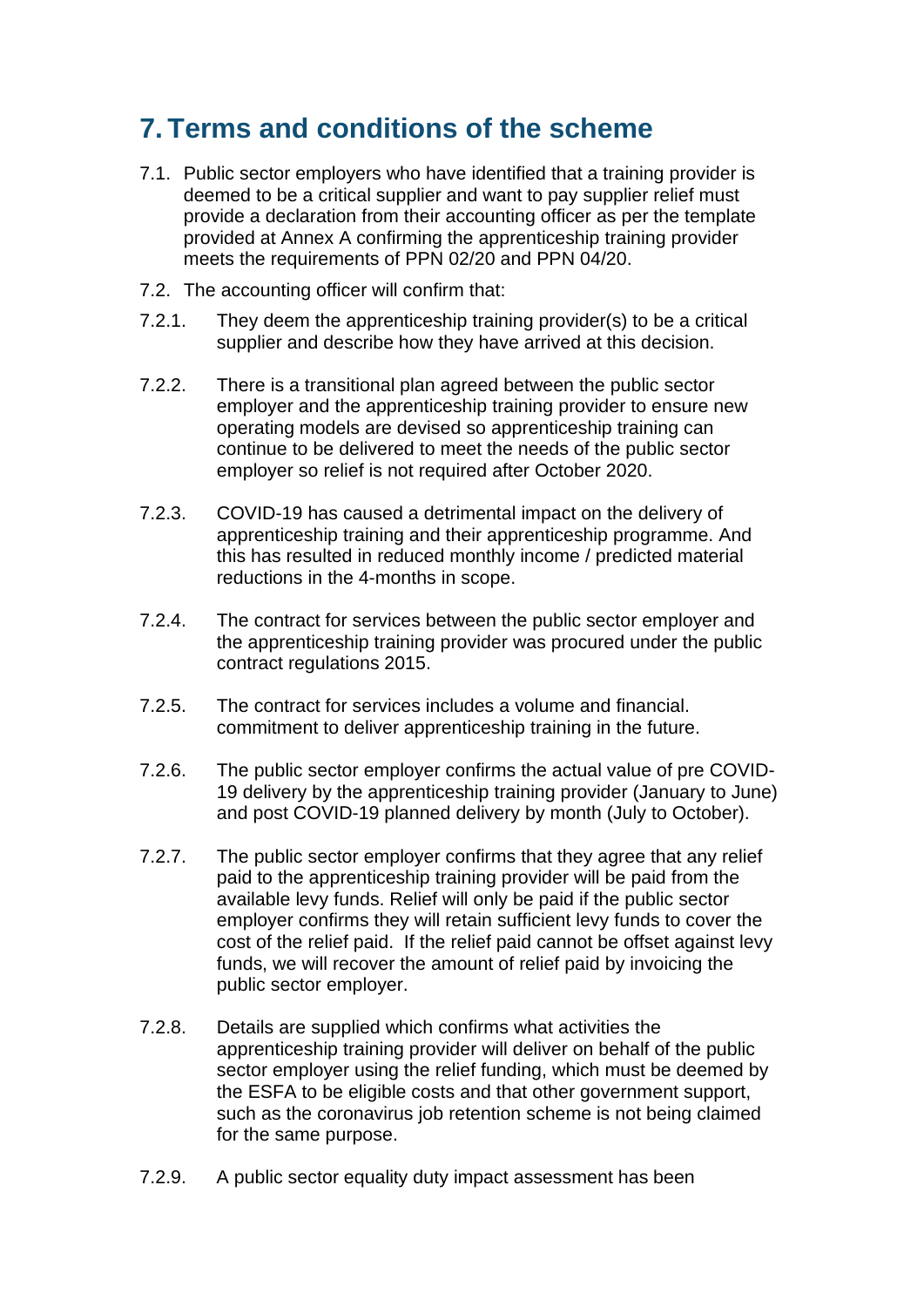# 7. Terms and conditions of the scheme

7.1. Public sector employers who have identified that a training provider is deemed to be a critical supplier and want to pay supplier relief must provide a declaration from their accounting officer as per the template provided at Annex A confirming the apprenticeship training provider meets the requirements of PPN 02/20 and PPN 04/20.

7.2. The accounting officer will confirm that:

7.2.1. They deem the apprenticeship training provider(s) to be a critical supplier and describe how they have arrived at this decision.

7.2.2. There is a transitional plan agreed between the public sector employer and the apprenticeship training provider to ensure new operating models are devised so apprenticeship training can continue to be delivered to meet the needs of the public sector employer so relief is not required after October 2020.

7.2.3. COVID-19 has caused a detrimental impact on the delivery of apprenticeship training and their apprenticeship programme. And this has resulted in reduced monthly income / predicted material reductions in the 4-months in scope.

7.2.4. The contract for services between the public sector employer and the apprenticeship training provider was procured under the public contract regulations 2015.

7.2.5. The contract for services includes a volume and financial. commitment to deliver apprenticeship training in the future.

7.2.6. The public sector employer confirms the actual value of pre COVID-19 delivery by the apprenticeship training provider (January to June) and post COVID-19 planned delivery by month (July to October).

7.2.7. The public sector employer confirms that they agree that any relief paid to the apprenticeship training provider will be paid from the available levy funds. Relief will only be paid if the public sector employer confirms they will retain sufficient levy funds to cover the cost of the relief paid. If the relief paid cannot be offset against levy funds, we will recover the amount of relief paid by invoicing the public sector employer.

7.2.8. Details are supplied which confirms what activities the apprenticeship training provider will deliver on behalf of the public sector employer using the relief funding, which must be deemed by the ESFA to be eligible costs and that other government support, such as the coronavirus job retention scheme is not being claimed for the same purpose.

7.2.9. A public sector equality duty impact assessment has been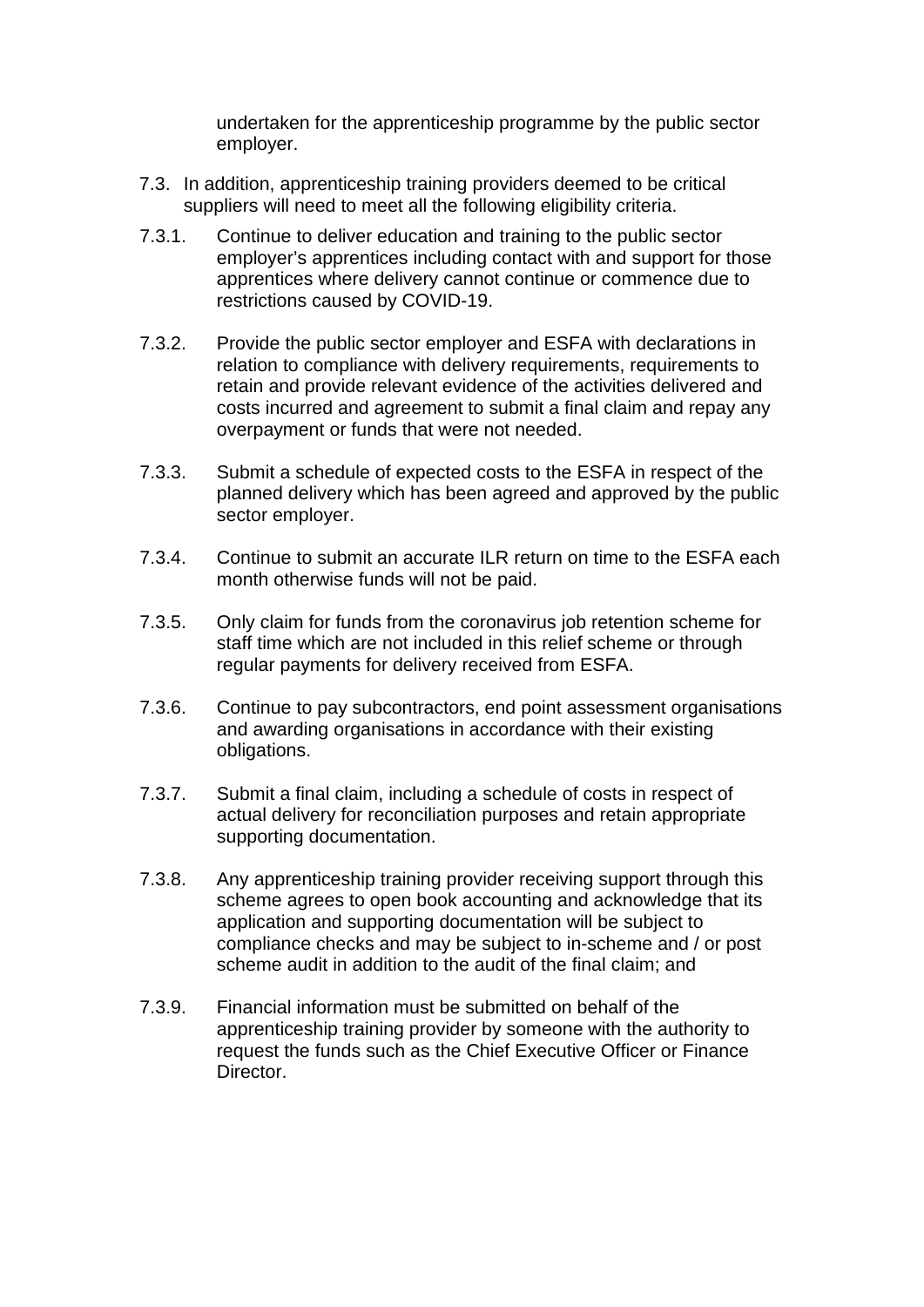undertaken for the apprenticeship programme by the public sector employer.

7.3. In addition, apprenticeship training providers deemed to be critical suppliers will need to meet all the following eligibility criteria.

7.3.1. Continue to deliver education and training to the public sector employer's apprentices including contact with and support for those apprentices where delivery cannot continue or commence due to restrictions caused by COVID-19.

7.3.2. Provide the public sector employer and ESFA with declarations in relation to compliance with delivery requirements, requirements to retain and provide relevant evidence of the activities delivered and costs incurred and agreement to submit a final claim and repay any overpayment or funds that were not needed.

7.3.3. Submit a schedule of expected costs to the ESFA in respect of the planned delivery which has been agreed and approved by the public sector employer.

7.3.4. Continue to submit an accurate ILR return on time to the ESFA each month otherwise funds will not be paid.

7.3.5. Only claim for funds from the coronavirus job retention scheme for staff time which are not included in this relief scheme or through regular payments for delivery received from ESFA.

7.3.6. Continue to pay subcontractors, end point assessment organisations and awarding organisations in accordance with their existing obligations.

7.3.7. Submit a final claim, including a schedule of costs in respect of actual delivery for reconciliation purposes and retain appropriate supporting documentation.

7.3.8. Any apprenticeship training provider receiving support through this scheme agrees to open book accounting and acknowledge that its application and supporting documentation will be subject to compliance checks and may be subject to in-scheme and / or post scheme audit in addition to the audit of the final claim; and

7.3.9. Financial information must be submitted on behalf of the apprenticeship training provider by someone with the authority to request the funds such as the Chief Executive Officer or Finance Director.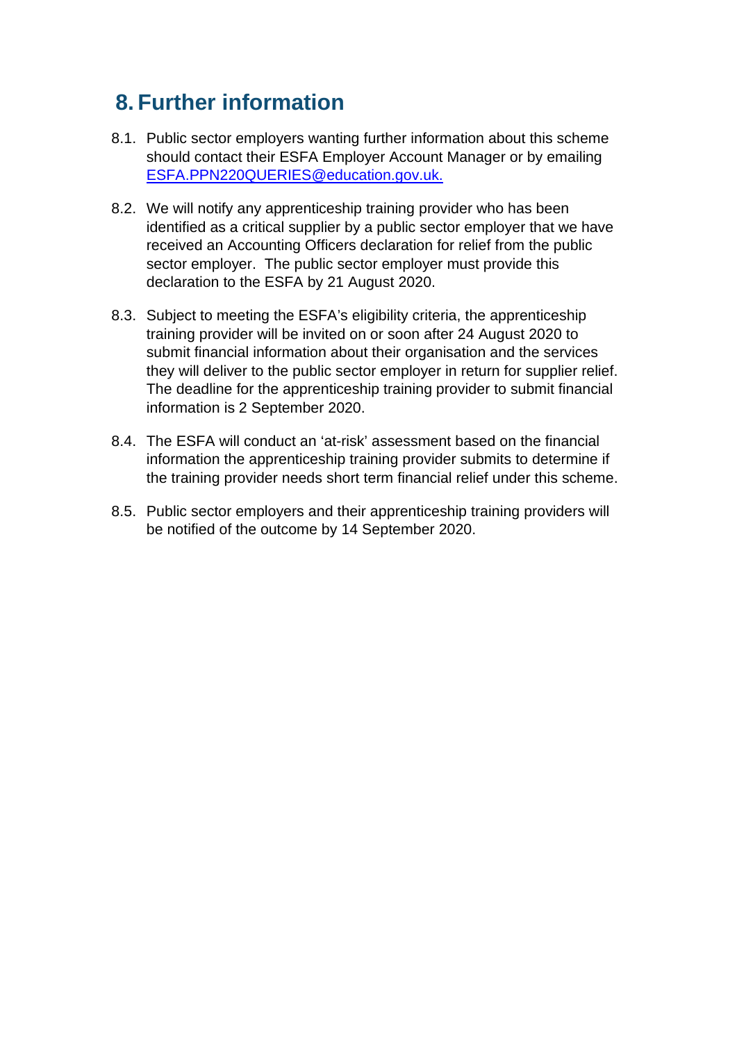## 8. Further information

8.1. Public sector employers wanting further information about this scheme should contact their ESFA Employer Account Manager or by emailing ESFA.PPN220QUERIES@education.gov.uk.

8.2. We will notify any apprenticeship training provider who has been identified as a critical supplier by a public sector employer that we have received an Accounting Officers declaration for relief from the public sector employer. The public sector employer must provide this declaration to the ESFA by 21 August 2020.

8.3. Subject to meeting the ESFA's eligibility criteria, the apprenticeship training provider will be invited on or soon after 24 August 2020 to submit financial information about their organisation and the services they will deliver to the public sector employer in return for supplier relief. The deadline for the apprenticeship training provider to submit financial information is 2 September 2020.

8.4. The ESFA will conduct an 'at-risk' assessment based on the financial information the apprenticeship training provider submits to determine if the training provider needs short term financial relief under this scheme.

8.5. Public sector employers and their apprenticeship training providers will be notified of the outcome by 14 September 2020.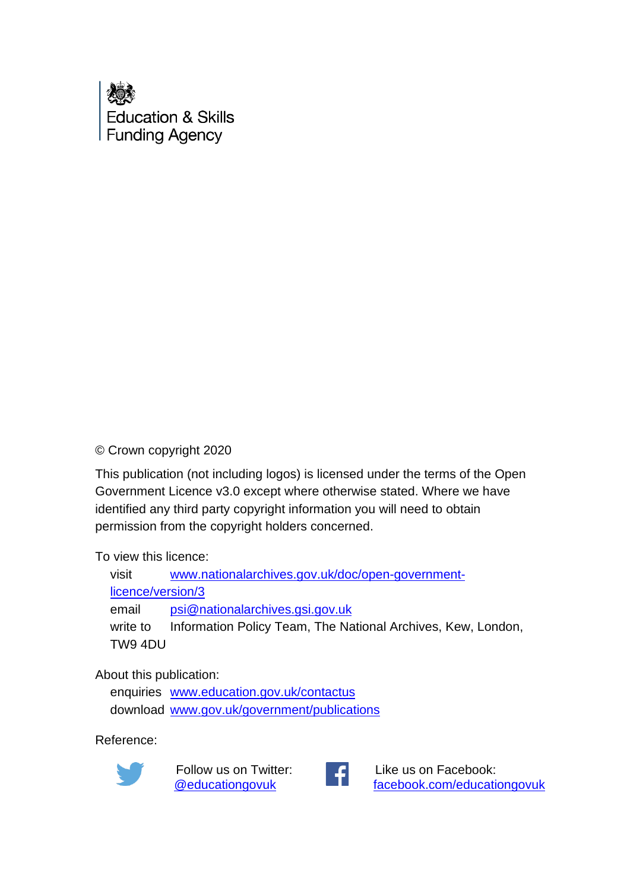Education & Skills
Funding Agency

© Crown copyright 2020

This publication (not including logos) is licensed under the terms of the Open Government Licence v3.0 except where otherwise stated. Where we have identified any third party copyright information you will need to obtain permission from the copyright holders concerned.

To view this licence:

visit www.nationalarchives.gov.uk/doc/open-government-licence/version/3
email psi@nationalarchives.gsi.gov.uk
write to Information Policy Team, The National Archives, Kew, London, TW9 4DU

About this publication:

enquiries www.education.gov.uk/contactus
download www.gov.uk/government/publications

Reference:

Follow us on Twitter: @educationgovuk

Like us on Facebook: facebook.com/educationgovuk